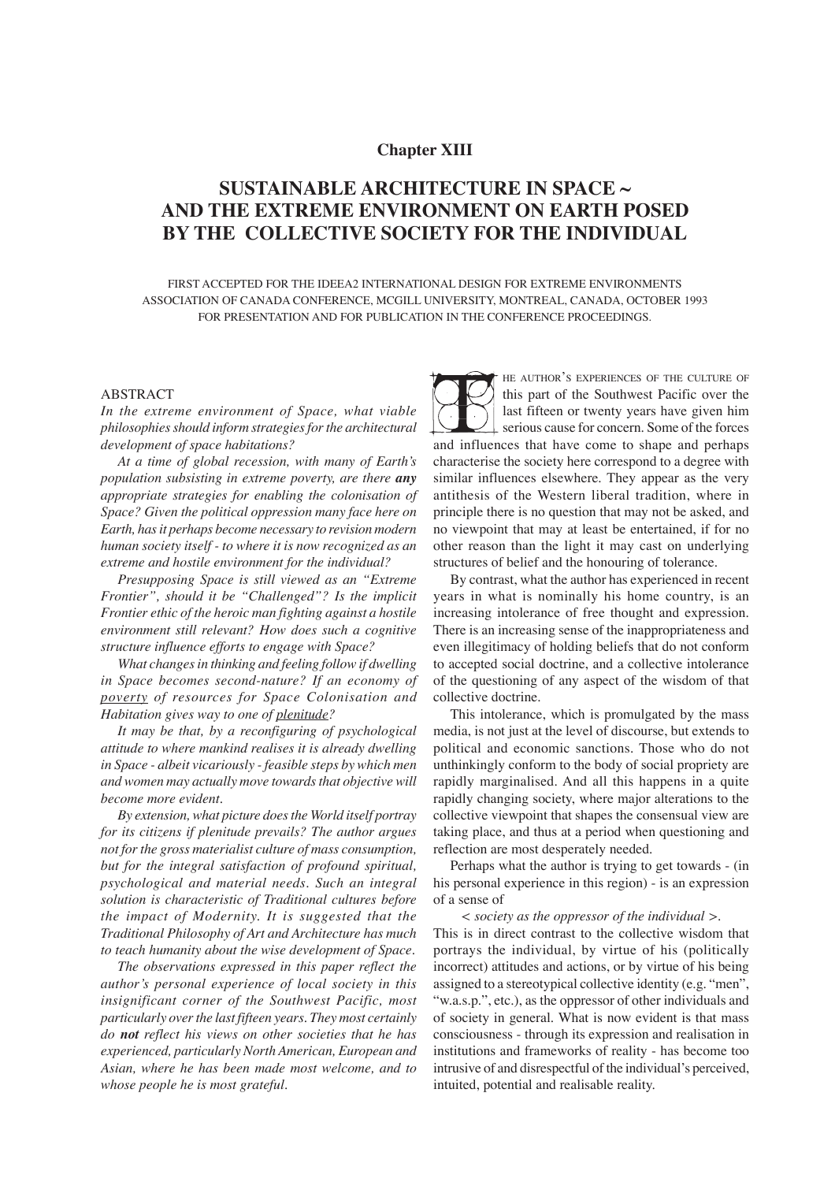## Chapter XIII

# SUSTAINABLE ARCHITECTURE IN SPACE ~ AND THE EXTREME ENVIRONMENT ON EARTH POSED BY THE COLLECTIVE SOCIETY FOR THE INDIVIDUAL

FIRST ACCEPTED FOR THE IDEEA2 INTERNATIONAL DESIGN FOR EXTREME ENVIRONMENTS ASSOCIATION OF CANADA CONFERENCE, MCGILL UNIVERSITY, MONTREAL, CANADA, OCTOBER 1993 FOR PRESENTATION AND FOR PUBLICATION IN THE CONFERENCE PROCEEDINGS.

### ABSTRACT

*In the extreme environment of Space, what viable philosophies should inform strategies for the architectural development of space habitations?*

*At a time of global recession, with many of Earth's population subsisting in extreme poverty, are there* ***any*** *appropriate strategies for enabling the colonisation of Space? Given the political oppression many face here on Earth, has it perhaps become necessary to revision modern human society itself - to where it is now recognized as an extreme and hostile environment for the individual?*

*Presupposing Space is still viewed as an "Extreme Frontier", should it be "Challenged"? Is the implicit Frontier ethic of the heroic man fighting against a hostile environment still relevant? How does such a cognitive structure influence efforts to engage with Space?*

*What changes in thinking and feeling follow if dwelling in Space becomes second-nature? If an economy of <u>poverty</u> of resources for Space Colonisation and Habitation gives way to one of <u>plenitude</u>?*

*It may be that, by a reconfiguring of psychological attitude to where mankind realises it is already dwelling in Space - albeit vicariously - feasible steps by which men and women may actually move towards that objective will become more evident.*

*By extension, what picture does the World itself portray for its citizens if plenitude prevails? The author argues not for the gross materialist culture of mass consumption, but for the integral satisfaction of profound spiritual, psychological and material needs. Such an integral solution is characteristic of Traditional cultures before the impact of Modernity. It is suggested that the Traditional Philosophy of Art and Architecture has much to teach humanity about the wise development of Space.*

*The observations expressed in this paper reflect the author's personal experience of local society in this insignificant corner of the Southwest Pacific, most particularly over the last fifteen years. They most certainly do* ***not*** *reflect his views on other societies that he has experienced, particularly North American, European and Asian, where he has been made most welcome, and to whose people he is most grateful.*

THE AUTHOR'S EXPERIENCES OF THE CULTURE OF this part of the Southwest Pacific over the last fifteen or twenty years have given him serious cause for concern. Some of the forces and influences that have come to shape and perhaps characterise the society here correspond to a degree with similar influences elsewhere. They appear as the very antithesis of the Western liberal tradition, where in principle there is no question that may not be asked, and no viewpoint that may at least be entertained, if for no other reason than the light it may cast on underlying structures of belief and the honouring of tolerance.

By contrast, what the author has experienced in recent years in what is nominally his home country, is an increasing intolerance of free thought and expression. There is an increasing sense of the inappropriateness and even illegitimacy of holding beliefs that do not conform to accepted social doctrine, and a collective intolerance of the questioning of any aspect of the wisdom of that collective doctrine.

This intolerance, which is promulgated by the mass media, is not just at the level of discourse, but extends to political and economic sanctions. Those who do not unthinkingly conform to the body of social propriety are rapidly marginalised. And all this happens in a quite rapidly changing society, where major alterations to the collective viewpoint that shapes the consensual view are taking place, and thus at a period when questioning and reflection are most desperately needed.

Perhaps what the author is trying to get towards - (in his personal experience in this region) - is an expression of a sense of

*< society as the oppressor of the individual >.*

This is in direct contrast to the collective wisdom that portrays the individual, by virtue of his (politically incorrect) attitudes and actions, or by virtue of his being assigned to a stereotypical collective identity (e.g. "men", "w.a.s.p.", etc.), as the oppressor of other individuals and of society in general. What is now evident is that mass consciousness - through its expression and realisation in institutions and frameworks of reality - has become too intrusive of and disrespectful of the individual's perceived, intuited, potential and realisable reality.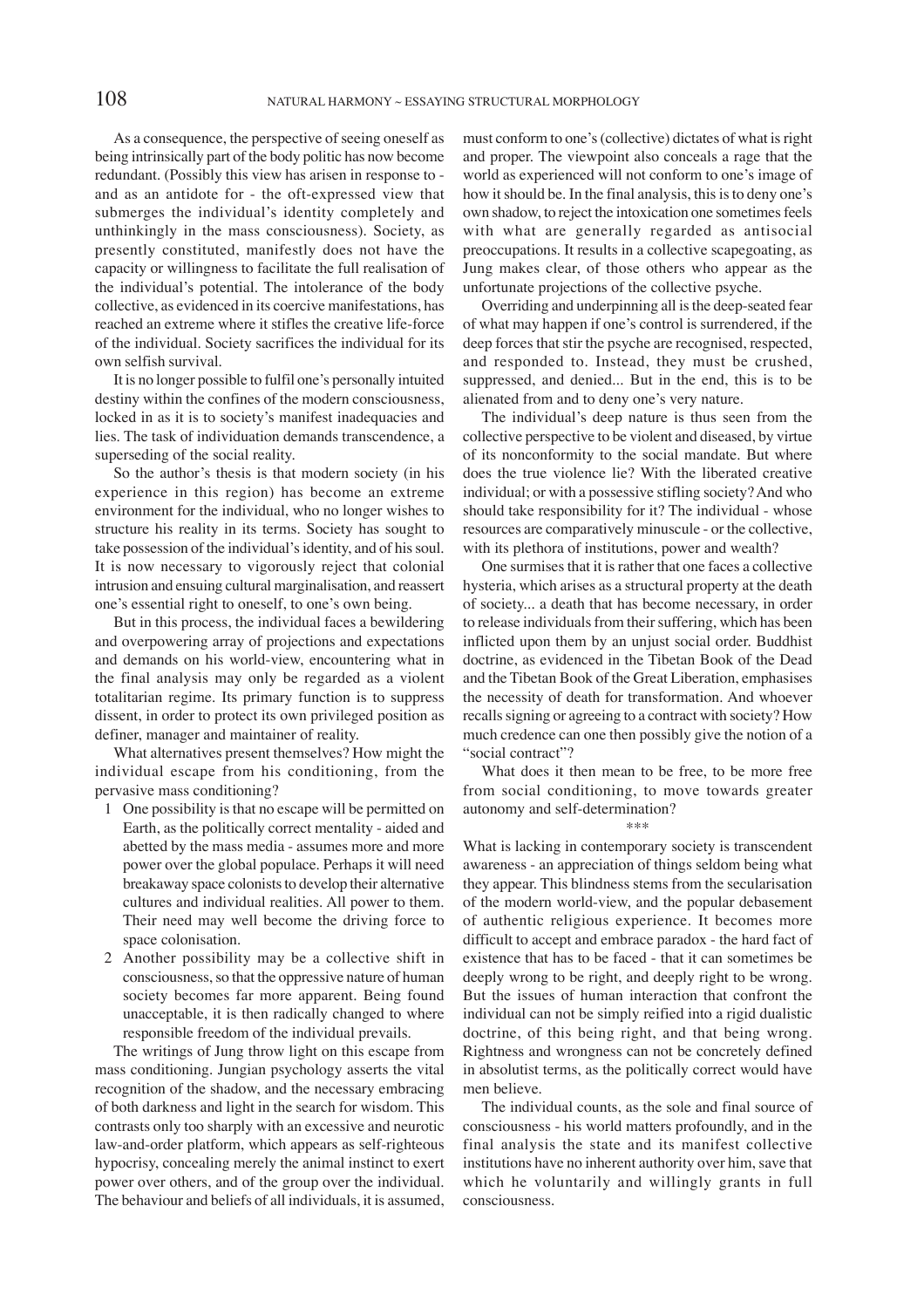As a consequence, the perspective of seeing oneself as being intrinsically part of the body politic has now become redundant. (Possibly this view has arisen in response to - and as an antidote for - the oft-expressed view that submerges the individual's identity completely and unthinkingly in the mass consciousness). Society, as presently constituted, manifestly does not have the capacity or willingness to facilitate the full realisation of the individual's potential. The intolerance of the body collective, as evidenced in its coercive manifestations, has reached an extreme where it stifles the creative life-force of the individual. Society sacrifices the individual for its own selfish survival.

It is no longer possible to fulfil one's personally intuited destiny within the confines of the modern consciousness, locked in as it is to society's manifest inadequacies and lies. The task of individuation demands transcendence, a superseding of the social reality.

So the author's thesis is that modern society (in his experience in this region) has become an extreme environment for the individual, who no longer wishes to structure his reality in its terms. Society has sought to take possession of the individual's identity, and of his soul. It is now necessary to vigorously reject that colonial intrusion and ensuing cultural marginalisation, and reassert one's essential right to oneself, to one's own being.

But in this process, the individual faces a bewildering and overpowering array of projections and expectations and demands on his world-view, encountering what in the final analysis may only be regarded as a violent totalitarian regime. Its primary function is to suppress dissent, in order to protect its own privileged position as definer, manager and maintainer of reality.

What alternatives present themselves? How might the individual escape from his conditioning, from the pervasive mass conditioning?

1. One possibility is that no escape will be permitted on Earth, as the politically correct mentality - aided and abetted by the mass media - assumes more and more power over the global populace. Perhaps it will need breakaway space colonists to develop their alternative cultures and individual realities. All power to them. Their need may well become the driving force to space colonisation.
2. Another possibility may be a collective shift in consciousness, so that the oppressive nature of human society becomes far more apparent. Being found unacceptable, it is then radically changed to where responsible freedom of the individual prevails.

The writings of Jung throw light on this escape from mass conditioning. Jungian psychology asserts the vital recognition of the shadow, and the necessary embracing of both darkness and light in the search for wisdom. This contrasts only too sharply with an excessive and neurotic law-and-order platform, which appears as self-righteous hypocrisy, concealing merely the animal instinct to exert power over others, and of the group over the individual. The behaviour and beliefs of all individuals, it is assumed, must conform to one's (collective) dictates of what is right and proper. The viewpoint also conceals a rage that the world as experienced will not conform to one's image of how it should be. In the final analysis, this is to deny one's own shadow, to reject the intoxication one sometimes feels with what are generally regarded as antisocial preoccupations. It results in a collective scapegoating, as Jung makes clear, of those others who appear as the unfortunate projections of the collective psyche.

Overriding and underpinning all is the deep-seated fear of what may happen if one's control is surrendered, if the deep forces that stir the psyche are recognised, respected, and responded to. Instead, they must be crushed, suppressed, and denied... But in the end, this is to be alienated from and to deny one's very nature.

The individual's deep nature is thus seen from the collective perspective to be violent and diseased, by virtue of its nonconformity to the social mandate. But where does the true violence lie? With the liberated creative individual; or with a possessive stifling society? And who should take responsibility for it? The individual - whose resources are comparatively minuscule - or the collective, with its plethora of institutions, power and wealth?

One surmises that it is rather that one faces a collective hysteria, which arises as a structural property at the death of society... a death that has become necessary, in order to release individuals from their suffering, which has been inflicted upon them by an unjust social order. Buddhist doctrine, as evidenced in the Tibetan Book of the Dead and the Tibetan Book of the Great Liberation, emphasises the necessity of death for transformation. And whoever recalls signing or agreeing to a contract with society? How much credence can one then possibly give the notion of a "social contract"?

What does it then mean to be free, to be more free from social conditioning, to move towards greater autonomy and self-determination?

\*\*\*

What is lacking in contemporary society is transcendent awareness - an appreciation of things seldom being what they appear. This blindness stems from the secularisation of the modern world-view, and the popular debasement of authentic religious experience. It becomes more difficult to accept and embrace paradox - the hard fact of existence that has to be faced - that it can sometimes be deeply wrong to be right, and deeply right to be wrong. But the issues of human interaction that confront the individual can not be simply reified into a rigid dualistic doctrine, of this being right, and that being wrong. Rightness and wrongness can not be concretely defined in absolutist terms, as the politically correct would have men believe.

The individual counts, as the sole and final source of consciousness - his world matters profoundly, and in the final analysis the state and its manifest collective institutions have no inherent authority over him, save that which he voluntarily and willingly grants in full consciousness.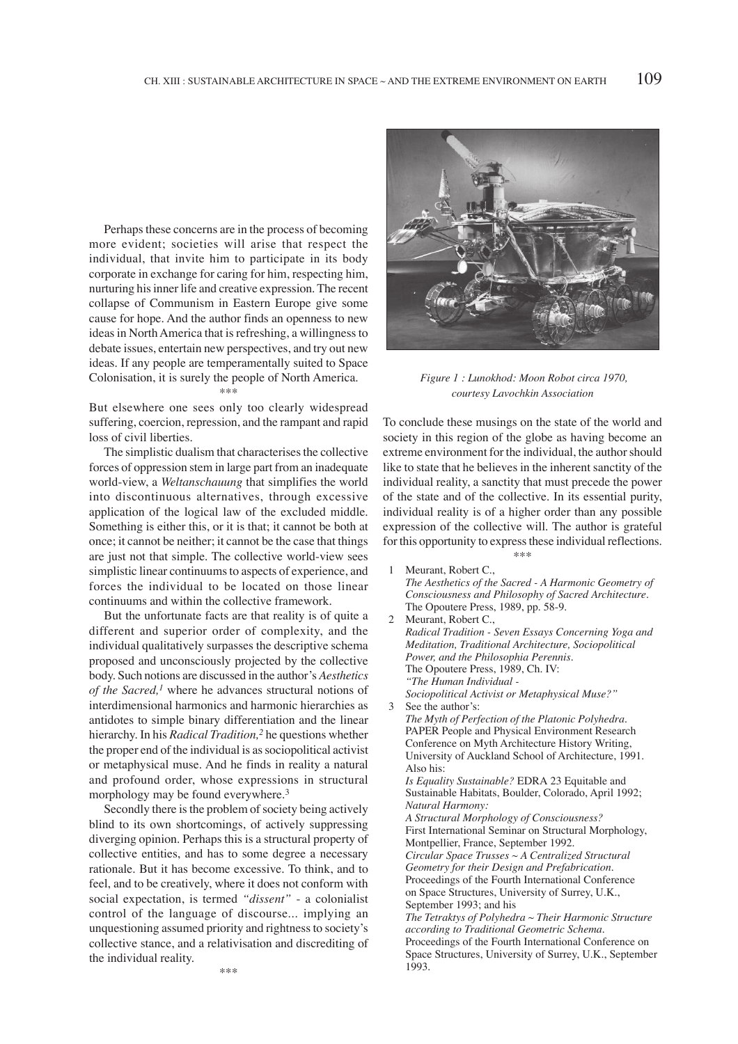Perhaps these concerns are in the process of becoming more evident; societies will arise that respect the individual, that invite him to participate in its body corporate in exchange for caring for him, respecting him, nurturing his inner life and creative expression. The recent collapse of Communism in Eastern Europe give some cause for hope. And the author finds an openness to new ideas in North America that is refreshing, a willingness to debate issues, entertain new perspectives, and try out new ideas. If any people are temperamentally suited to Space Colonisation, it is surely the people of North America.

\*\*\*

But elsewhere one sees only too clearly widespread suffering, coercion, repression, and the rampant and rapid loss of civil liberties.

The simplistic dualism that characterises the collective forces of oppression stem in large part from an inadequate world-view, a *Weltanschauung* that simplifies the world into discontinuous alternatives, through excessive application of the logical law of the excluded middle. Something is either this, or it is that; it cannot be both at once; it cannot be neither; it cannot be the case that things are just not that simple. The collective world-view sees simplistic linear continuums to aspects of experience, and forces the individual to be located on those linear continuums and within the collective framework.

But the unfortunate facts are that reality is of quite a different and superior order of complexity, and the individual qualitatively surpasses the descriptive schema proposed and unconsciously projected by the collective body. Such notions are discussed in the author's *Aesthetics of the Sacred,*[1] where he advances structural notions of interdimensional harmonics and harmonic hierarchies as antidotes to simple binary differentiation and the linear hierarchy. In his *Radical Tradition,*[2] he questions whether the proper end of the individual is as sociopolitical activist or metaphysical muse. And he finds in reality a natural and profound order, whose expressions in structural morphology may be found everywhere.[3]

Secondly there is the problem of society being actively blind to its own shortcomings, of actively suppressing diverging opinion. Perhaps this is a structural property of collective entities, and has to some degree a necessary rationale. But it has become excessive. To think, and to feel, and to be creatively, where it does not conform with social expectation, is termed *"dissent"* - a colonialist control of the language of discourse... implying an unquestioning assumed priority and rightness to society's collective stance, and a relativisation and discrediting of the individual reality.

\*\*\*

*Figure 1 : Lunokhod: Moon Robot circa 1970, courtesy Lavochkin Association*

To conclude these musings on the state of the world and society in this region of the globe as having become an extreme environment for the individual, the author should like to state that he believes in the inherent sanctity of the individual reality, a sanctity that must precede the power of the state and of the collective. In its essential purity, individual reality is of a higher order than any possible expression of the collective will. The author is grateful for this opportunity to express these individual reflections.

\*\*\*

1. Meurant, Robert C., *The Aesthetics of the Sacred - A Harmonic Geometry of Consciousness and Philosophy of Sacred Architecture.* The Opoutere Press, 1989, pp. 58-9.
2. Meurant, Robert C., *Radical Tradition - Seven Essays Concerning Yoga and Meditation, Traditional Architecture, Sociopolitical Power, and the Philosophia Perennis.* The Opoutere Press, 1989, Ch. IV: *"The Human Individual - Sociopolitical Activist or Metaphysical Muse?"*
3. See the author's: *The Myth of Perfection of the Platonic Polyhedra.* PAPER People and Physical Environment Research Conference on Myth Architecture History Writing, University of Auckland School of Architecture, 1991. Also his: *Is Equality Sustainable?* EDRA 23 Equitable and Sustainable Habitats, Boulder, Colorado, April 1992; *Natural Harmony: A Structural Morphology of Consciousness?* First International Seminar on Structural Morphology, Montpellier, France, September 1992. *Circular Space Trusses ~ A Centralized Structural Geometry for their Design and Prefabrication.* Proceedings of the Fourth International Conference on Space Structures, University of Surrey, U.K., September 1993; and his *The Tetraktys of Polyhedra ~ Their Harmonic Structure according to Traditional Geometric Schema.* Proceedings of the Fourth International Conference on Space Structures, University of Surrey, U.K., September 1993.